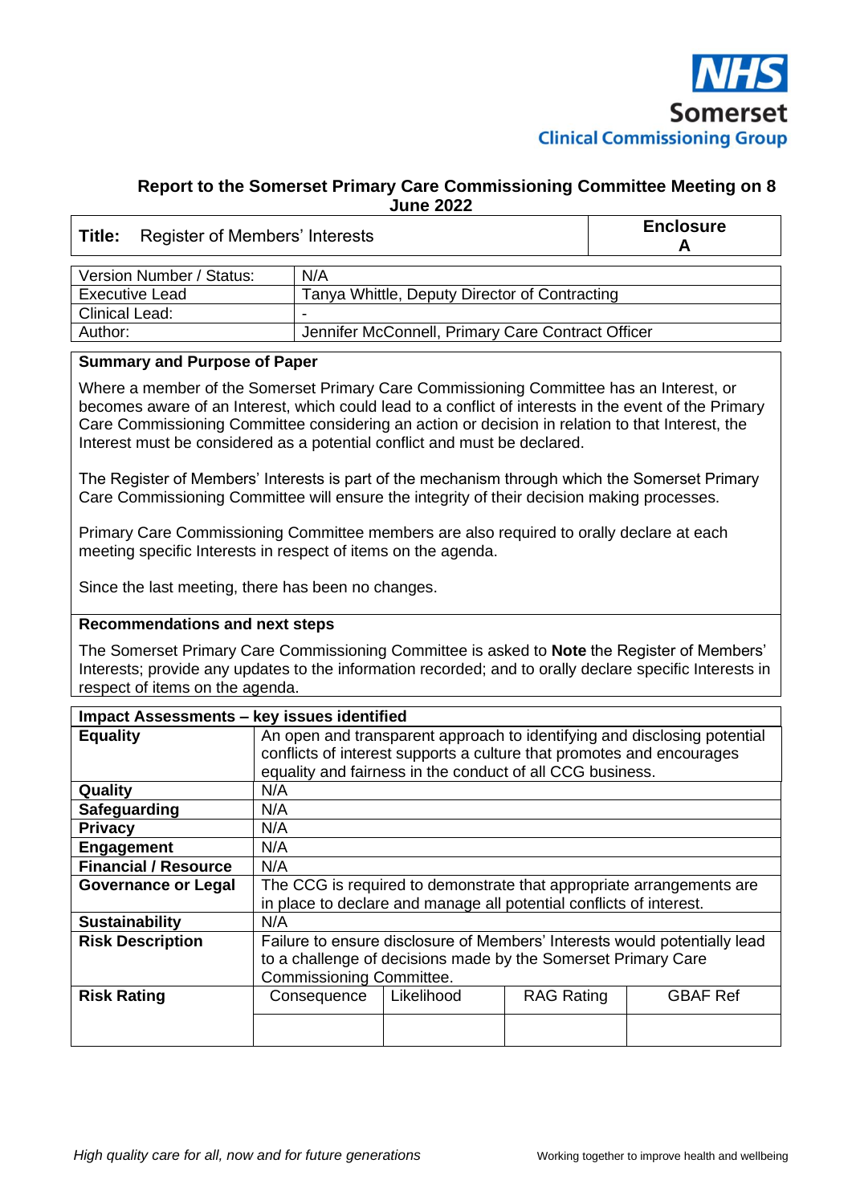NHS Somerset
Clinical Commissioning Group

**Report to the Somerset Primary Care Commissioning Committee Meeting on 8 June 2022**

| **Title:** Register of Members' Interests | **Enclosure A** |
|---|---|

| Version Number / Status: | N/A |
|---|---|
| Executive Lead | Tanya Whittle, Deputy Director of Contracting |
| Clinical Lead: | - |
| Author: | Jennifer McConnell, Primary Care Contract Officer |

**Summary and Purpose of Paper**

Where a member of the Somerset Primary Care Commissioning Committee has an Interest, or becomes aware of an Interest, which could lead to a conflict of interests in the event of the Primary Care Commissioning Committee considering an action or decision in relation to that Interest, the Interest must be considered as a potential conflict and must be declared.

The Register of Members' Interests is part of the mechanism through which the Somerset Primary Care Commissioning Committee will ensure the integrity of their decision making processes.

Primary Care Commissioning Committee members are also required to orally declare at each meeting specific Interests in respect of items on the agenda.

Since the last meeting, there has been no changes.

**Recommendations and next steps**

The Somerset Primary Care Commissioning Committee is asked to **Note** the Register of Members' Interests; provide any updates to the information recorded; and to orally declare specific Interests in respect of items on the agenda.

| **Impact Assessments – key issues identified** | | | | |
|---|---|---|---|---|
| **Equality** | An open and transparent approach to identifying and disclosing potential conflicts of interest supports a culture that promotes and encourages equality and fairness in the conduct of all CCG business. | | | |
| **Quality** | N/A | | | |
| **Safeguarding** | N/A | | | |
| **Privacy** | N/A | | | |
| **Engagement** | N/A | | | |
| **Financial / Resource** | N/A | | | |
| **Governance or Legal** | The CCG is required to demonstrate that appropriate arrangements are in place to declare and manage all potential conflicts of interest. | | | |
| **Sustainability** | N/A | | | |
| **Risk Description** | Failure to ensure disclosure of Members' Interests would potentially lead to a challenge of decisions made by the Somerset Primary Care Commissioning Committee. | | | |
| **Risk Rating** | Consequence | Likelihood | RAG Rating | GBAF Ref |
| | | | | |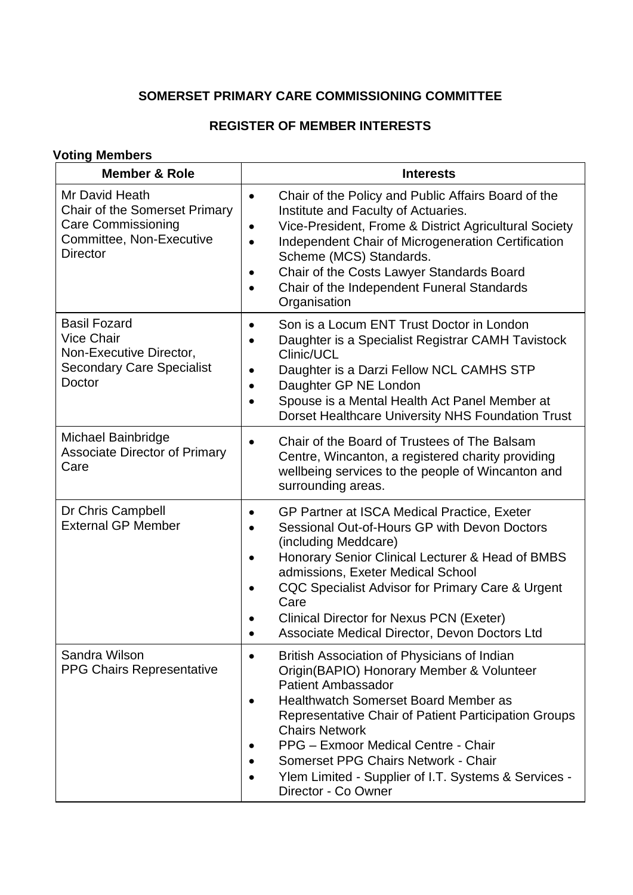**SOMERSET PRIMARY CARE COMMISSIONING COMMITTEE**

**REGISTER OF MEMBER INTERESTS**

**Voting Members**

| Member & Role | Interests |
|---|---|
| Mr David Heath<br>Chair of the Somerset Primary Care Commissioning Committee, Non-Executive Director | • Chair of the Policy and Public Affairs Board of the Institute and Faculty of Actuaries.<br>• Vice-President, Frome & District Agricultural Society<br>• Independent Chair of Microgeneration Certification Scheme (MCS) Standards.<br>• Chair of the Costs Lawyer Standards Board<br>• Chair of the Independent Funeral Standards Organisation |
| Basil Fozard<br>Vice Chair<br>Non-Executive Director, Secondary Care Specialist Doctor | • Son is a Locum ENT Trust Doctor in London<br>• Daughter is a Specialist Registrar CAMH Tavistock Clinic/UCL<br>• Daughter is a Darzi Fellow NCL CAMHS STP<br>• Daughter GP NE London<br>• Spouse is a Mental Health Act Panel Member at Dorset Healthcare University NHS Foundation Trust |
| Michael Bainbridge<br>Associate Director of Primary Care | • Chair of the Board of Trustees of The Balsam Centre, Wincanton, a registered charity providing wellbeing services to the people of Wincanton and surrounding areas. |
| Dr Chris Campbell<br>External GP Member | • GP Partner at ISCA Medical Practice, Exeter<br>• Sessional Out-of-Hours GP with Devon Doctors (including Meddcare)<br>• Honorary Senior Clinical Lecturer & Head of BMBS admissions, Exeter Medical School<br>• CQC Specialist Advisor for Primary Care & Urgent Care<br>• Clinical Director for Nexus PCN (Exeter)<br>• Associate Medical Director, Devon Doctors Ltd |
| Sandra Wilson<br>PPG Chairs Representative | • British Association of Physicians of Indian Origin(BAPIO) Honorary Member & Volunteer Patient Ambassador<br>• Healthwatch Somerset Board Member as Representative Chair of Patient Participation Groups Chairs Network<br>• PPG – Exmoor Medical Centre - Chair<br>• Somerset PPG Chairs Network - Chair<br>• Ylem Limited - Supplier of I.T. Systems & Services - Director - Co Owner |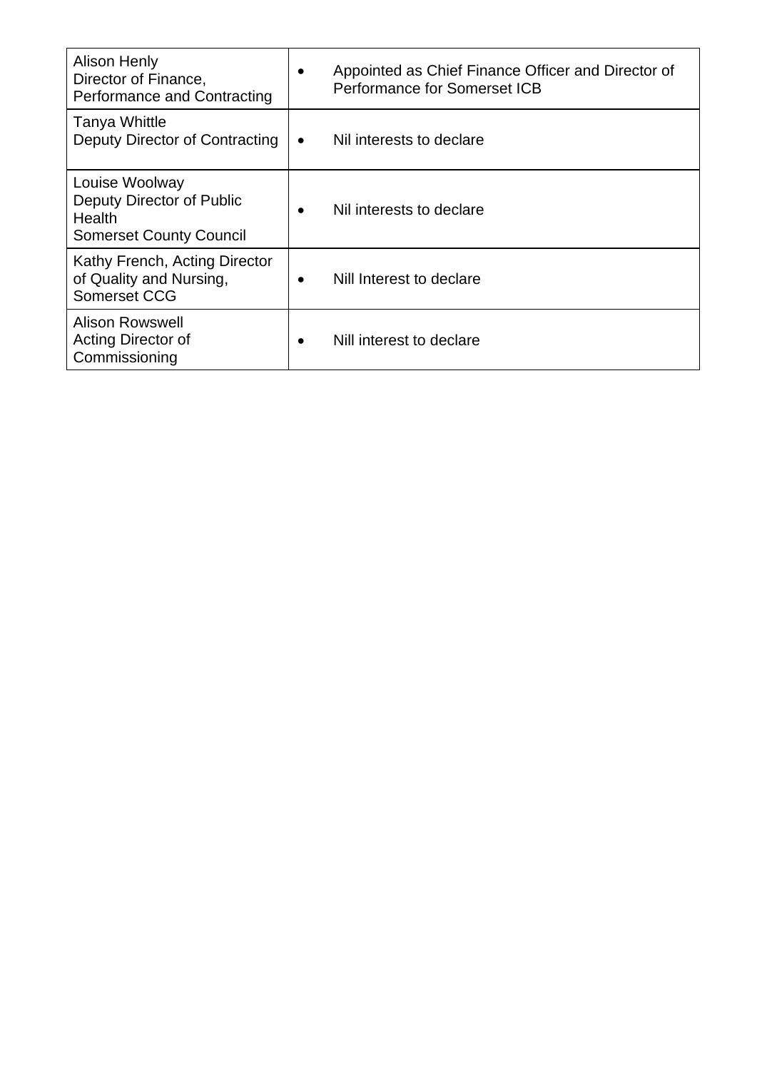| | |
|---|---|
| Alison Henly<br>Director of Finance,<br>Performance and Contracting | • Appointed as Chief Finance Officer and Director of Performance for Somerset ICB |
| Tanya Whittle<br>Deputy Director of Contracting | • Nil interests to declare |
| Louise Woolway<br>Deputy Director of Public Health<br>Somerset County Council | • Nil interests to declare |
| Kathy French, Acting Director of Quality and Nursing,<br>Somerset CCG | • Nill Interest to declare |
| Alison Rowswell<br>Acting Director of Commissioning | • Nill interest to declare |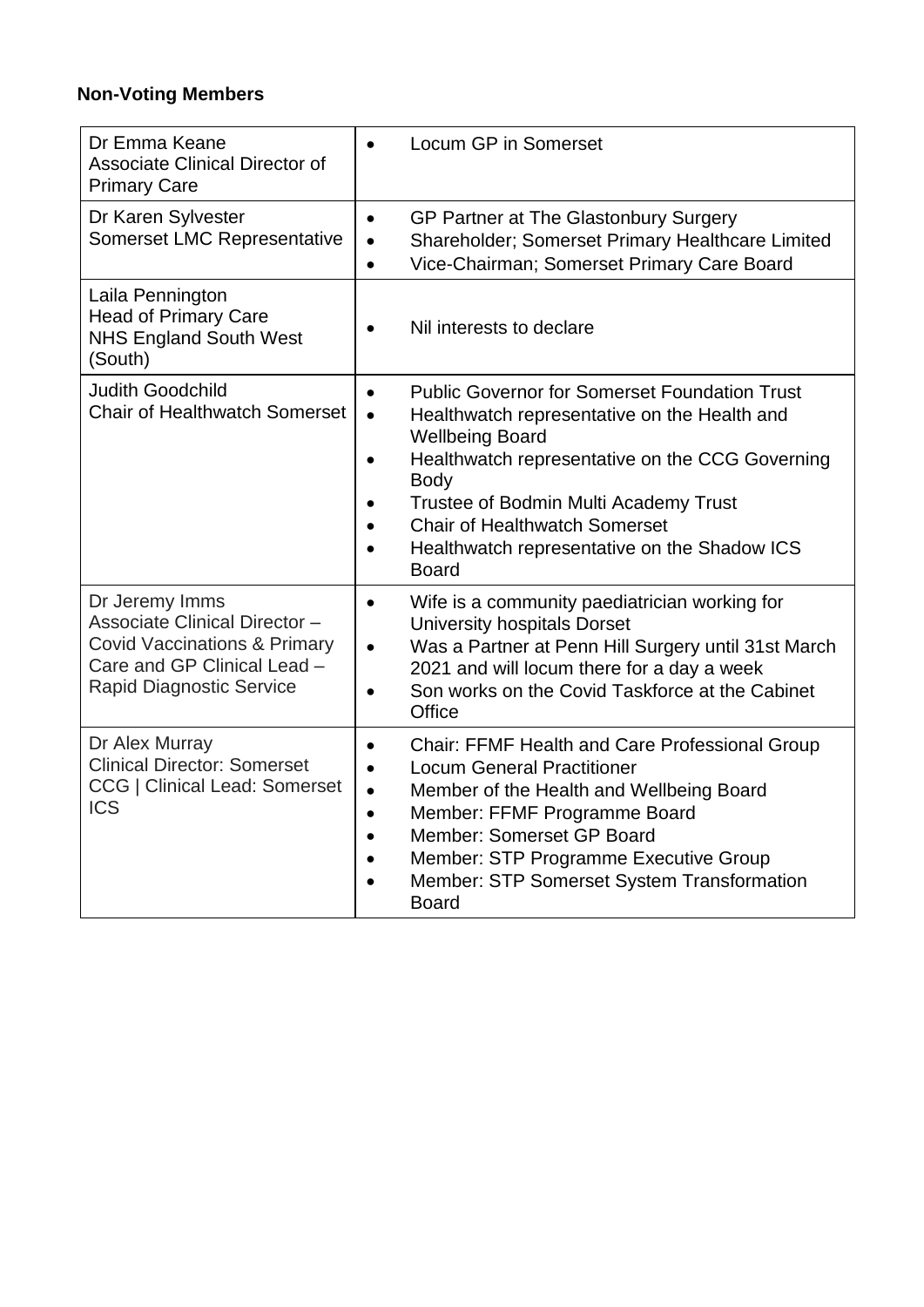**Non-Voting Members**

| | |
|---|---|
| Dr Emma Keane<br>Associate Clinical Director of Primary Care | • Locum GP in Somerset |
| Dr Karen Sylvester<br>Somerset LMC Representative | • GP Partner at The Glastonbury Surgery<br>• Shareholder; Somerset Primary Healthcare Limited<br>• Vice-Chairman; Somerset Primary Care Board |
| Laila Pennington<br>Head of Primary Care<br>NHS England South West (South) | • Nil interests to declare |
| Judith Goodchild<br>Chair of Healthwatch Somerset | • Public Governor for Somerset Foundation Trust<br>• Healthwatch representative on the Health and Wellbeing Board<br>• Healthwatch representative on the CCG Governing Body<br>• Trustee of Bodmin Multi Academy Trust<br>• Chair of Healthwatch Somerset<br>• Healthwatch representative on the Shadow ICS Board |
| Dr Jeremy Imms<br>Associate Clinical Director – Covid Vaccinations & Primary Care and GP Clinical Lead – Rapid Diagnostic Service | • Wife is a community paediatrician working for University hospitals Dorset<br>• Was a Partner at Penn Hill Surgery until 31st March 2021 and will locum there for a day a week<br>• Son works on the Covid Taskforce at the Cabinet Office |
| Dr Alex Murray<br>Clinical Director: Somerset CCG \| Clinical Lead: Somerset ICS | • Chair: FFMF Health and Care Professional Group<br>• Locum General Practitioner<br>• Member of the Health and Wellbeing Board<br>• Member: FFMF Programme Board<br>• Member: Somerset GP Board<br>• Member: STP Programme Executive Group<br>• Member: STP Somerset System Transformation Board |